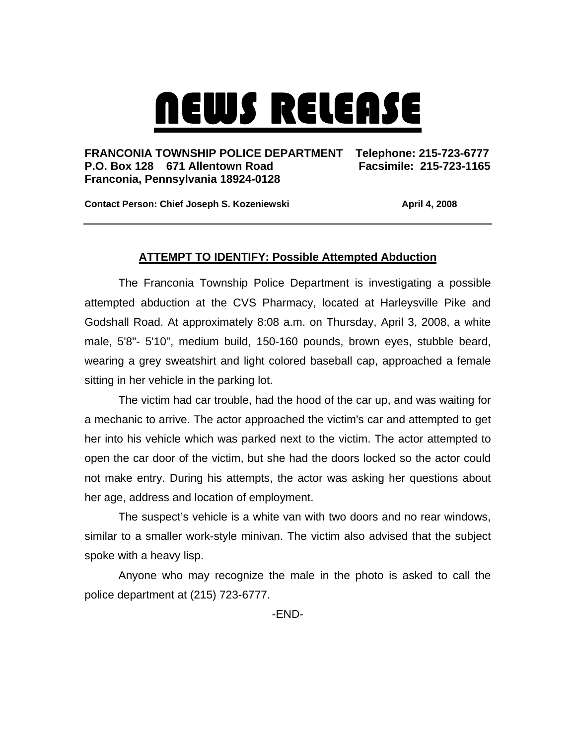# NEWS RELEASE

**FRANCONIA TOWNSHIP POLICE DEPARTMENT** **Telephone: 215-723-6777**
**P.O. Box 128 671 Allentown Road** **Facsimile: 215-723-1165**
**Franconia, Pennsylvania 18924-0128**

**Contact Person: Chief Joseph S. Kozeniewski** **April 4, 2008**

---

## ATTEMPT TO IDENTIFY: Possible Attempted Abduction

The Franconia Township Police Department is investigating a possible attempted abduction at the CVS Pharmacy, located at Harleysville Pike and Godshall Road. At approximately 8:08 a.m. on Thursday, April 3, 2008, a white male, 5'8"- 5'10", medium build, 150-160 pounds, brown eyes, stubble beard, wearing a grey sweatshirt and light colored baseball cap, approached a female sitting in her vehicle in the parking lot.

The victim had car trouble, had the hood of the car up, and was waiting for a mechanic to arrive. The actor approached the victim's car and attempted to get her into his vehicle which was parked next to the victim. The actor attempted to open the car door of the victim, but she had the doors locked so the actor could not make entry. During his attempts, the actor was asking her questions about her age, address and location of employment.

The suspect's vehicle is a white van with two doors and no rear windows, similar to a smaller work-style minivan. The victim also advised that the subject spoke with a heavy lisp.

Anyone who may recognize the male in the photo is asked to call the police department at (215) 723-6777.

-END-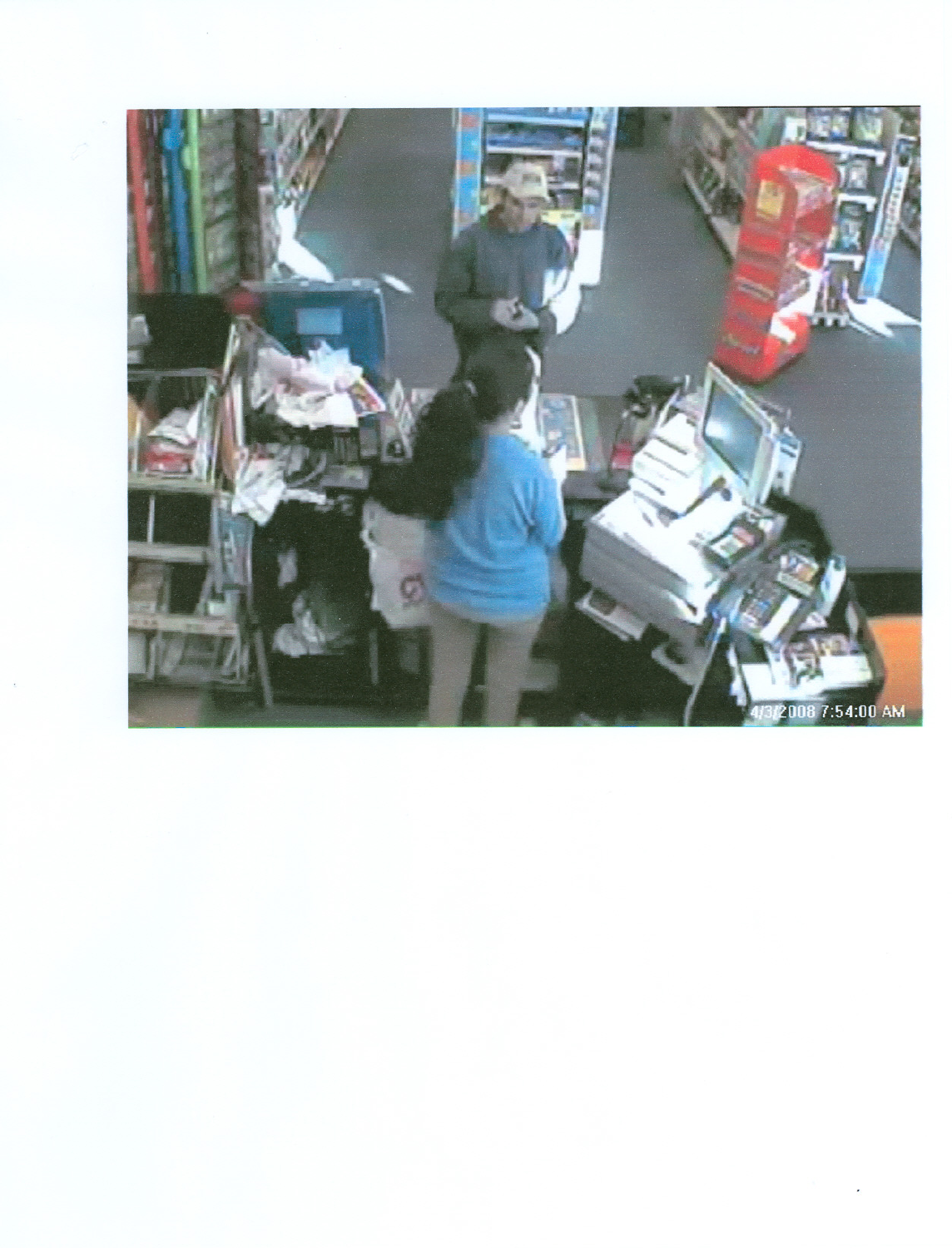4/3/2008 7:54:00 AM